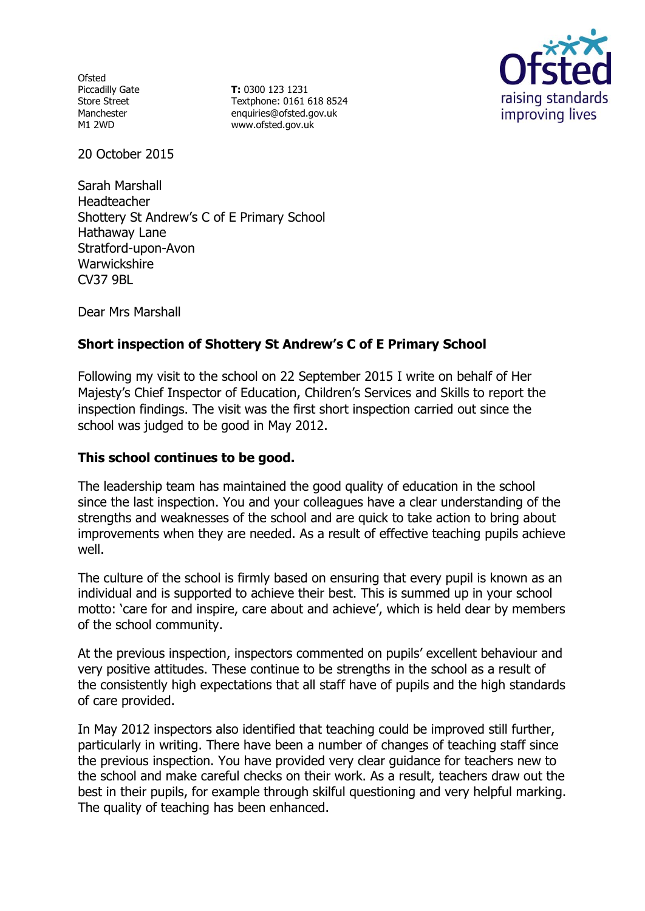Ofsted
Piccadilly Gate
Store Street
Manchester
M1 2WD

**T:** 0300 123 1231
Textphone: 0161 618 8524
enquiries@ofsted.gov.uk
www.ofsted.gov.uk

20 October 2015

Sarah Marshall
Headteacher
Shottery St Andrew's C of E Primary School
Hathaway Lane
Stratford-upon-Avon
Warwickshire
CV37 9BL

Dear Mrs Marshall

**Short inspection of Shottery St Andrew's C of E Primary School**

Following my visit to the school on 22 September 2015 I write on behalf of Her Majesty's Chief Inspector of Education, Children's Services and Skills to report the inspection findings. The visit was the first short inspection carried out since the school was judged to be good in May 2012.

**This school continues to be good.**

The leadership team has maintained the good quality of education in the school since the last inspection. You and your colleagues have a clear understanding of the strengths and weaknesses of the school and are quick to take action to bring about improvements when they are needed. As a result of effective teaching pupils achieve well.

The culture of the school is firmly based on ensuring that every pupil is known as an individual and is supported to achieve their best. This is summed up in your school motto: 'care for and inspire, care about and achieve', which is held dear by members of the school community.

At the previous inspection, inspectors commented on pupils' excellent behaviour and very positive attitudes. These continue to be strengths in the school as a result of the consistently high expectations that all staff have of pupils and the high standards of care provided.

In May 2012 inspectors also identified that teaching could be improved still further, particularly in writing. There have been a number of changes of teaching staff since the previous inspection. You have provided very clear guidance for teachers new to the school and make careful checks on their work. As a result, teachers draw out the best in their pupils, for example through skilful questioning and very helpful marking. The quality of teaching has been enhanced.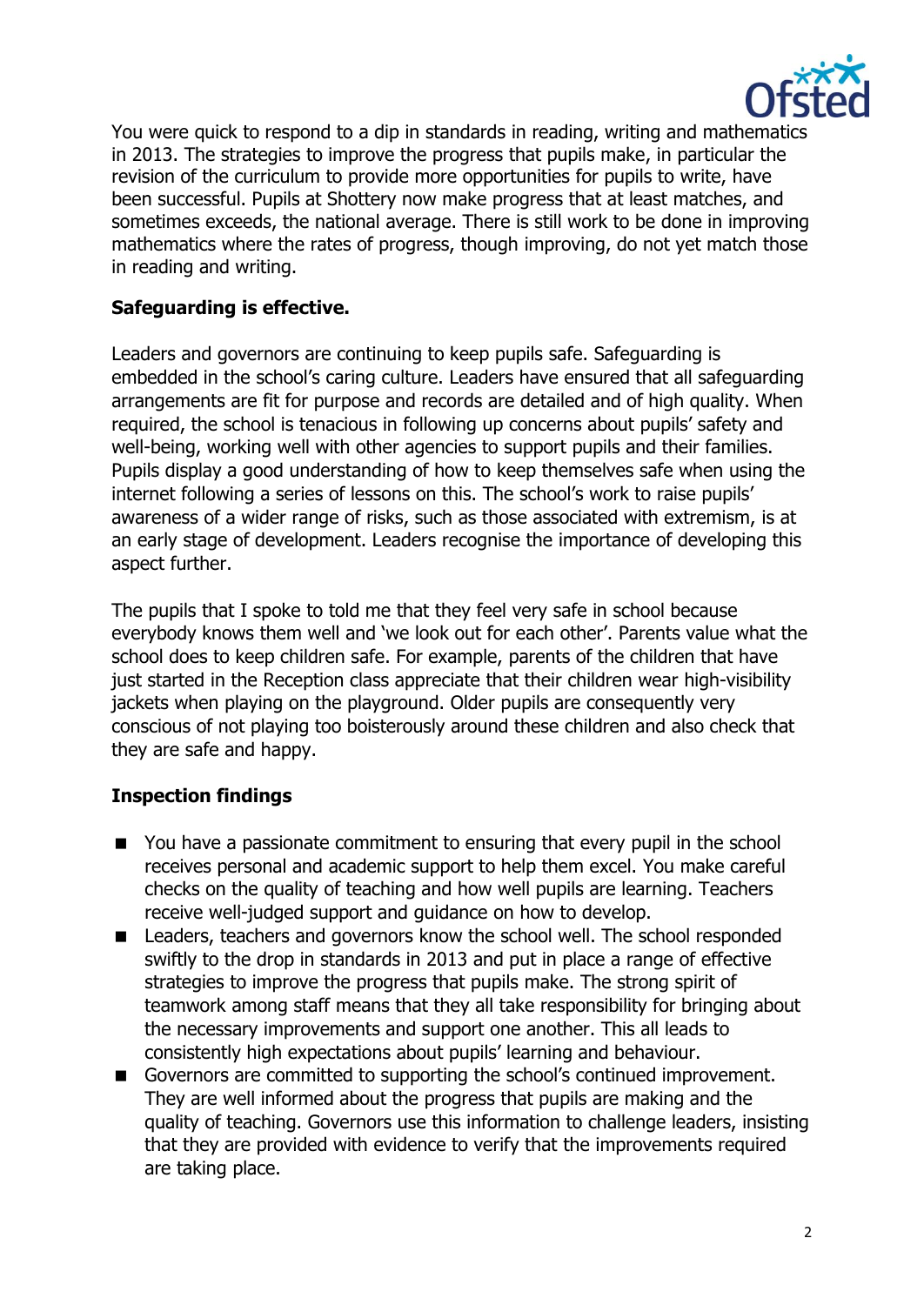You were quick to respond to a dip in standards in reading, writing and mathematics in 2013. The strategies to improve the progress that pupils make, in particular the revision of the curriculum to provide more opportunities for pupils to write, have been successful. Pupils at Shottery now make progress that at least matches, and sometimes exceeds, the national average. There is still work to be done in improving mathematics where the rates of progress, though improving, do not yet match those in reading and writing.

**Safeguarding is effective.**

Leaders and governors are continuing to keep pupils safe. Safeguarding is embedded in the school's caring culture. Leaders have ensured that all safeguarding arrangements are fit for purpose and records are detailed and of high quality. When required, the school is tenacious in following up concerns about pupils' safety and well-being, working well with other agencies to support pupils and their families. Pupils display a good understanding of how to keep themselves safe when using the internet following a series of lessons on this. The school's work to raise pupils' awareness of a wider range of risks, such as those associated with extremism, is at an early stage of development. Leaders recognise the importance of developing this aspect further.

The pupils that I spoke to told me that they feel very safe in school because everybody knows them well and 'we look out for each other'. Parents value what the school does to keep children safe. For example, parents of the children that have just started in the Reception class appreciate that their children wear high-visibility jackets when playing on the playground. Older pupils are consequently very conscious of not playing too boisterously around these children and also check that they are safe and happy.

**Inspection findings**

- You have a passionate commitment to ensuring that every pupil in the school receives personal and academic support to help them excel. You make careful checks on the quality of teaching and how well pupils are learning. Teachers receive well-judged support and guidance on how to develop.
- Leaders, teachers and governors know the school well. The school responded swiftly to the drop in standards in 2013 and put in place a range of effective strategies to improve the progress that pupils make. The strong spirit of teamwork among staff means that they all take responsibility for bringing about the necessary improvements and support one another. This all leads to consistently high expectations about pupils' learning and behaviour.
- Governors are committed to supporting the school's continued improvement. They are well informed about the progress that pupils are making and the quality of teaching. Governors use this information to challenge leaders, insisting that they are provided with evidence to verify that the improvements required are taking place.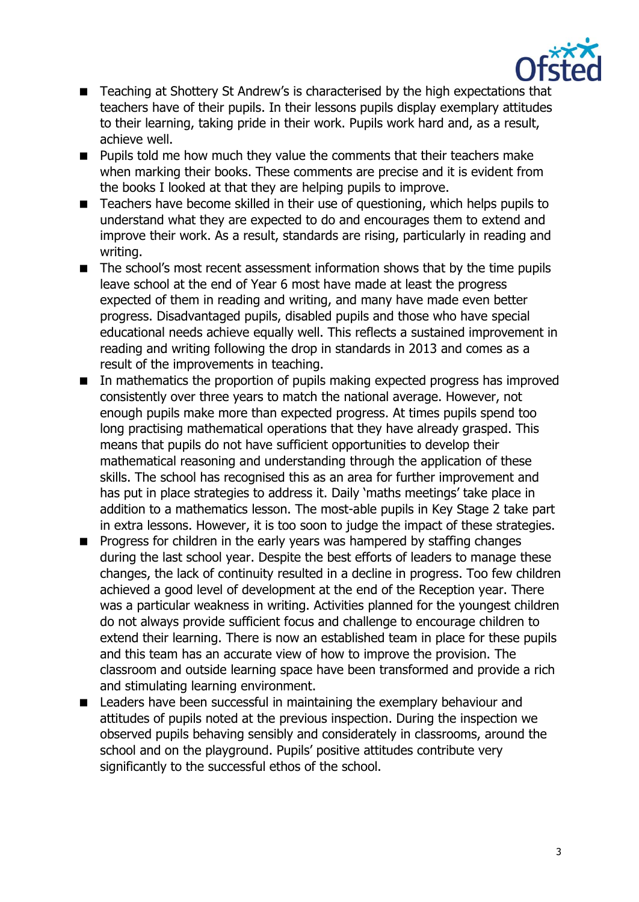- Teaching at Shottery St Andrew's is characterised by the high expectations that teachers have of their pupils. In their lessons pupils display exemplary attitudes to their learning, taking pride in their work. Pupils work hard and, as a result, achieve well.
- Pupils told me how much they value the comments that their teachers make when marking their books. These comments are precise and it is evident from the books I looked at that they are helping pupils to improve.
- Teachers have become skilled in their use of questioning, which helps pupils to understand what they are expected to do and encourages them to extend and improve their work. As a result, standards are rising, particularly in reading and writing.
- The school's most recent assessment information shows that by the time pupils leave school at the end of Year 6 most have made at least the progress expected of them in reading and writing, and many have made even better progress. Disadvantaged pupils, disabled pupils and those who have special educational needs achieve equally well. This reflects a sustained improvement in reading and writing following the drop in standards in 2013 and comes as a result of the improvements in teaching.
- In mathematics the proportion of pupils making expected progress has improved consistently over three years to match the national average. However, not enough pupils make more than expected progress. At times pupils spend too long practising mathematical operations that they have already grasped. This means that pupils do not have sufficient opportunities to develop their mathematical reasoning and understanding through the application of these skills. The school has recognised this as an area for further improvement and has put in place strategies to address it. Daily 'maths meetings' take place in addition to a mathematics lesson. The most-able pupils in Key Stage 2 take part in extra lessons. However, it is too soon to judge the impact of these strategies.
- Progress for children in the early years was hampered by staffing changes during the last school year. Despite the best efforts of leaders to manage these changes, the lack of continuity resulted in a decline in progress. Too few children achieved a good level of development at the end of the Reception year. There was a particular weakness in writing. Activities planned for the youngest children do not always provide sufficient focus and challenge to encourage children to extend their learning. There is now an established team in place for these pupils and this team has an accurate view of how to improve the provision. The classroom and outside learning space have been transformed and provide a rich and stimulating learning environment.
- Leaders have been successful in maintaining the exemplary behaviour and attitudes of pupils noted at the previous inspection. During the inspection we observed pupils behaving sensibly and considerately in classrooms, around the school and on the playground. Pupils' positive attitudes contribute very significantly to the successful ethos of the school.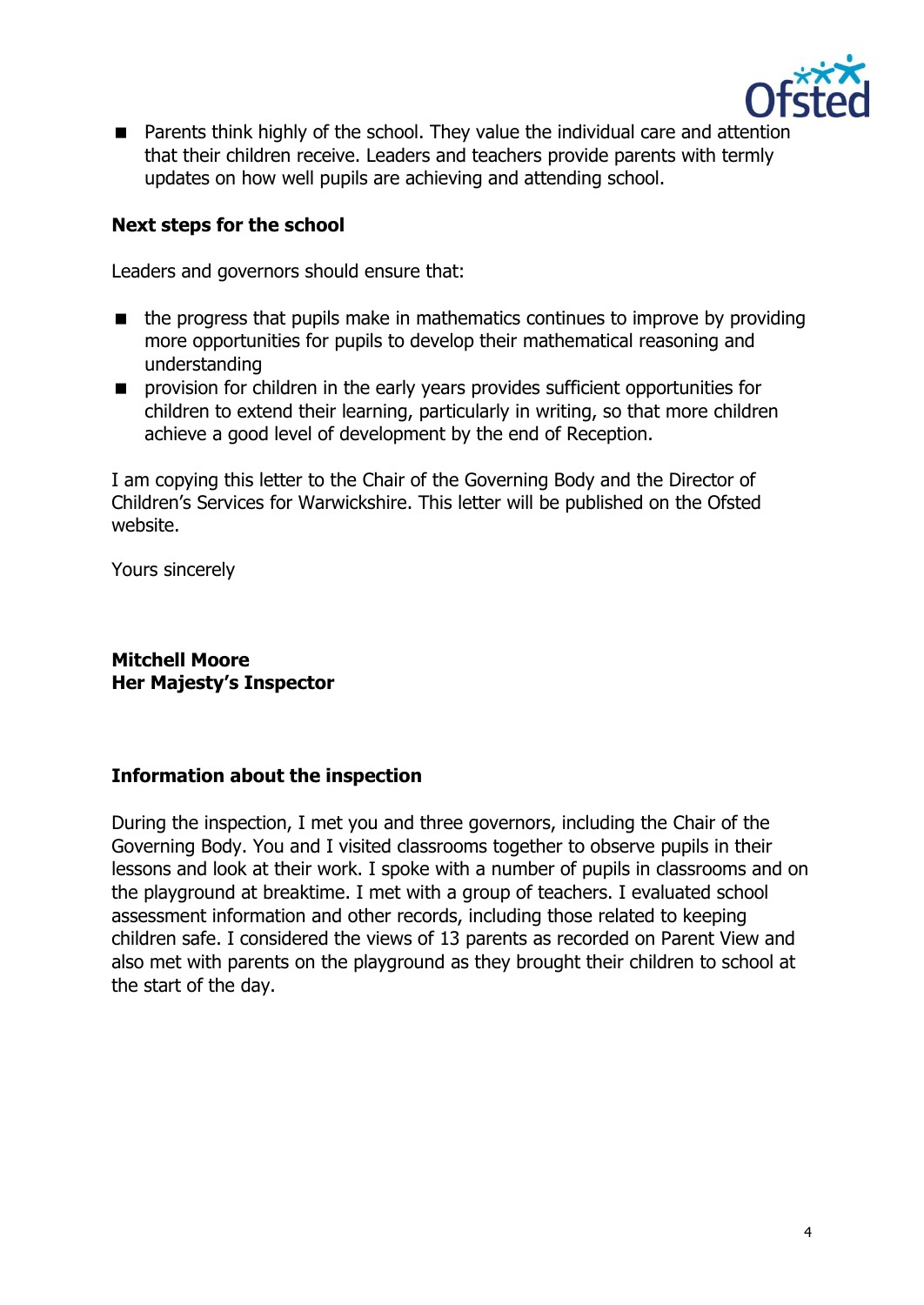- Parents think highly of the school. They value the individual care and attention that their children receive. Leaders and teachers provide parents with termly updates on how well pupils are achieving and attending school.

**Next steps for the school**

Leaders and governors should ensure that:

- the progress that pupils make in mathematics continues to improve by providing more opportunities for pupils to develop their mathematical reasoning and understanding
- provision for children in the early years provides sufficient opportunities for children to extend their learning, particularly in writing, so that more children achieve a good level of development by the end of Reception.

I am copying this letter to the Chair of the Governing Body and the Director of Children's Services for Warwickshire. This letter will be published on the Ofsted website.

Yours sincerely

**Mitchell Moore**
**Her Majesty's Inspector**

**Information about the inspection**

During the inspection, I met you and three governors, including the Chair of the Governing Body. You and I visited classrooms together to observe pupils in their lessons and look at their work. I spoke with a number of pupils in classrooms and on the playground at breaktime. I met with a group of teachers. I evaluated school assessment information and other records, including those related to keeping children safe. I considered the views of 13 parents as recorded on Parent View and also met with parents on the playground as they brought their children to school at the start of the day.